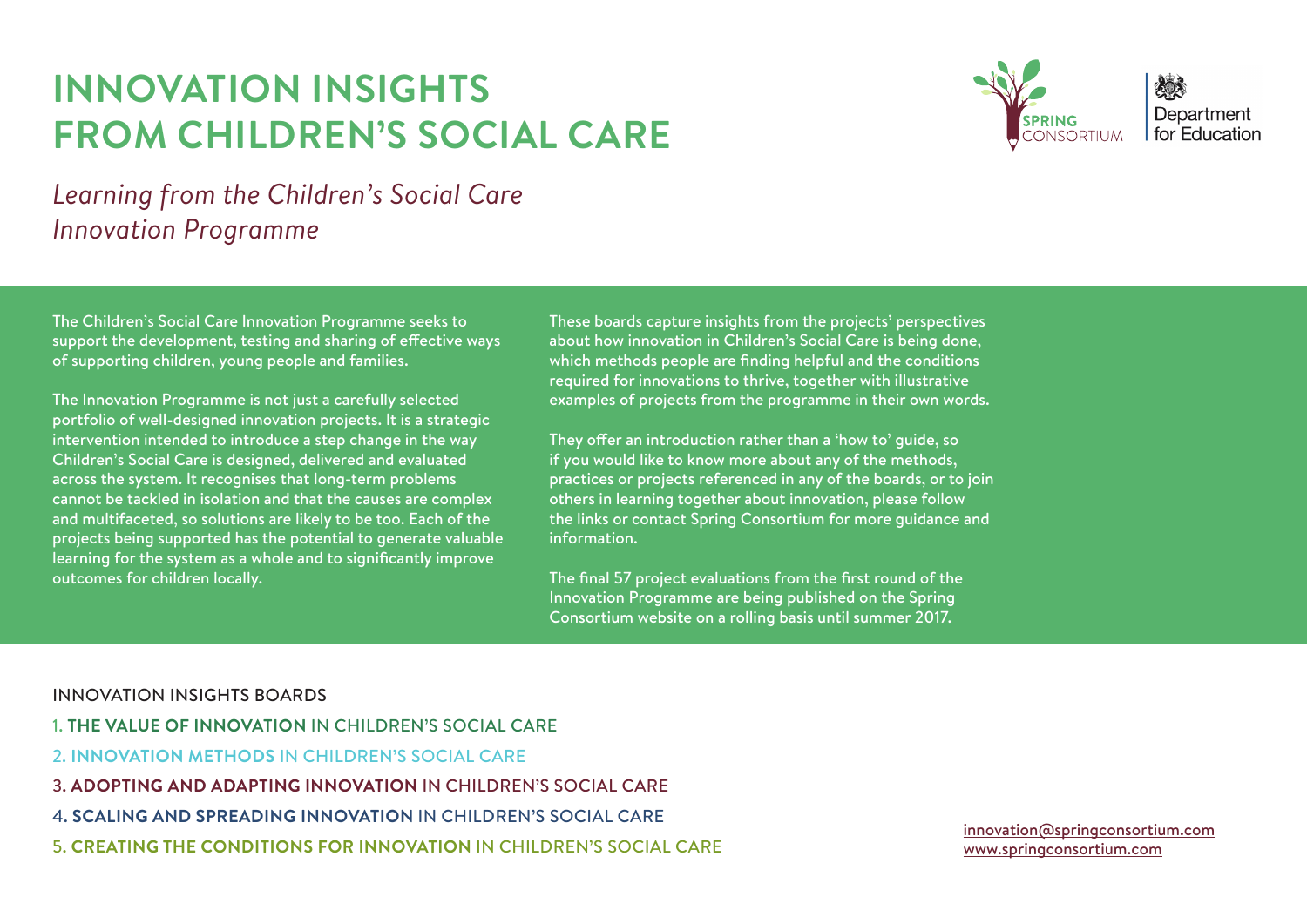# INNOVATION INSIGHTS FROM CHILDREN'S SOCIAL CARE

*Learning from the Children's Social Care Innovation Programme*

SPRING CONSORTIUM

Department for Education

The Children's Social Care Innovation Programme seeks to support the development, testing and sharing of effective ways of supporting children, young people and families.

The Innovation Programme is not just a carefully selected portfolio of well-designed innovation projects. It is a strategic intervention intended to introduce a step change in the way Children's Social Care is designed, delivered and evaluated across the system. It recognises that long-term problems cannot be tackled in isolation and that the causes are complex and multifaceted, so solutions are likely to be too. Each of the projects being supported has the potential to generate valuable learning for the system as a whole and to significantly improve outcomes for children locally.

These boards capture insights from the projects' perspectives about how innovation in Children's Social Care is being done, which methods people are finding helpful and the conditions required for innovations to thrive, together with illustrative examples of projects from the programme in their own words.

They offer an introduction rather than a 'how to' guide, so if you would like to know more about any of the methods, practices or projects referenced in any of the boards, or to join others in learning together about innovation, please follow the links or contact Spring Consortium for more guidance and information.

The final 57 project evaluations from the first round of the Innovation Programme are being published on the Spring Consortium website on a rolling basis until summer 2017.

## INNOVATION INSIGHTS BOARDS

1. **THE VALUE OF INNOVATION** IN CHILDREN'S SOCIAL CARE
2. **INNOVATION METHODS** IN CHILDREN'S SOCIAL CARE
3. **ADOPTING AND ADAPTING INNOVATION** IN CHILDREN'S SOCIAL CARE
4. **SCALING AND SPREADING INNOVATION** IN CHILDREN'S SOCIAL CARE
5. **CREATING THE CONDITIONS FOR INNOVATION** IN CHILDREN'S SOCIAL CARE

innovation@springconsortium.com
www.springconsortium.com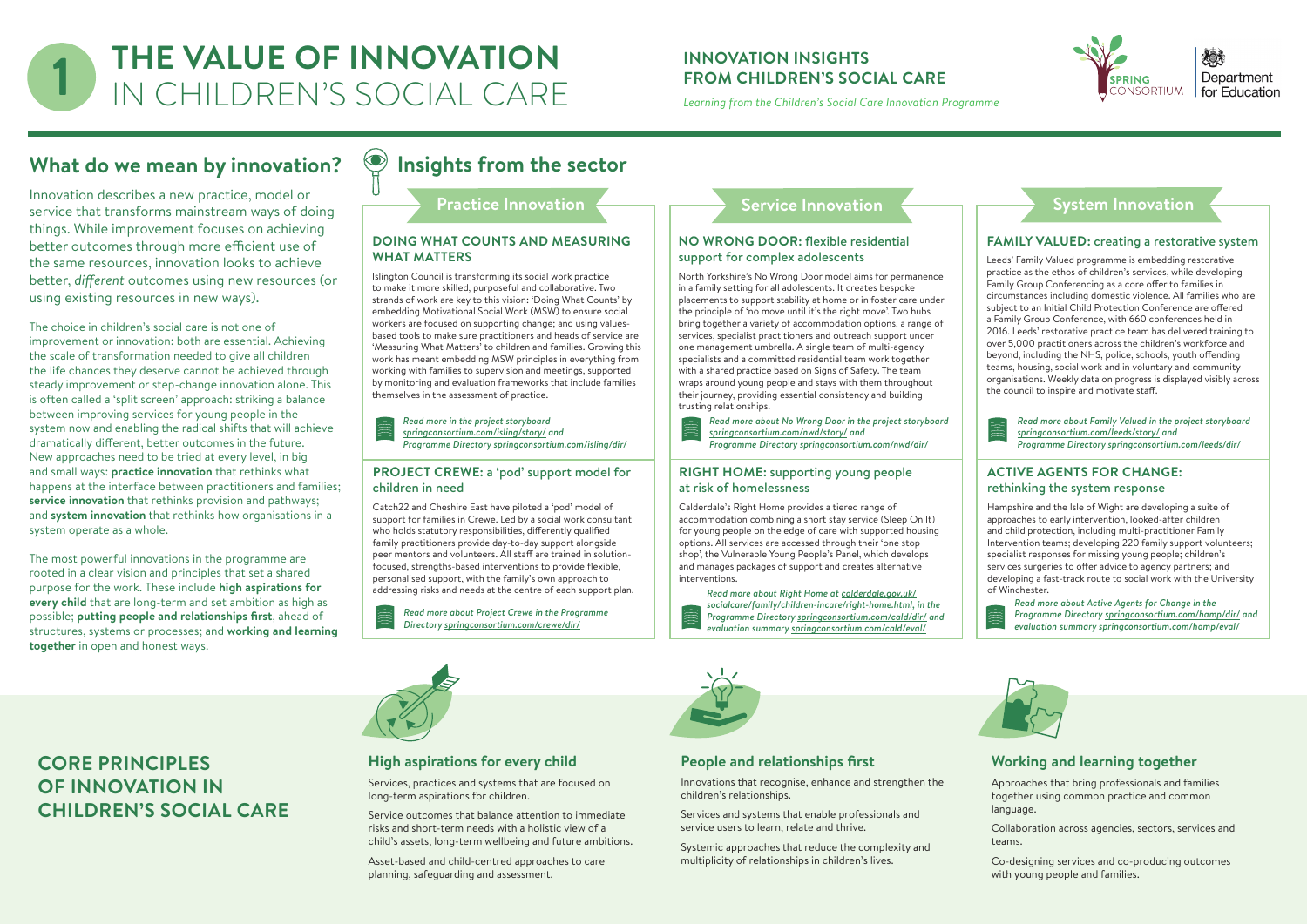# 1 THE VALUE OF INNOVATION IN CHILDREN'S SOCIAL CARE

**INNOVATION INSIGHTS FROM CHILDREN'S SOCIAL CARE**

*Learning from the Children's Social Care Innovation Programme*

## What do we mean by innovation?

Innovation describes a new practice, model or service that transforms mainstream ways of doing things. While improvement focuses on achieving better outcomes through more efficient use of the same resources, innovation looks to achieve better, *different* outcomes using new resources (or using existing resources in new ways).

The choice in children's social care is not one of improvement or innovation: both are essential. Achieving the scale of transformation needed to give all children the life chances they deserve cannot be achieved through steady improvement or step-change innovation alone. This is often called a 'split screen' approach: striking a balance between improving services for young people in the system now and enabling the radical shifts that will achieve dramatically different, better outcomes in the future. New approaches need to be tried at every level, in big and small ways: **practice innovation** that rethinks what happens at the interface between practitioners and families; **service innovation** that rethinks provision and pathways; and **system innovation** that rethinks how organisations in a system operate as a whole.

The most powerful innovations in the programme are rooted in a clear vision and principles that set a shared purpose for the work. These include **high aspirations for every child** that are long-term and set ambition as high as possible; **putting people and relationships first**, ahead of structures, systems or processes; and **working and learning together** in open and honest ways.

## Insights from the sector

### Practice Innovation

#### DOING WHAT COUNTS AND MEASURING WHAT MATTERS

Islington Council is transforming its social work practice to make it more skilled, purposeful and collaborative. Two strands of work are key to this vision: 'Doing What Counts' by embedding Motivational Social Work (MSW) to ensure social workers are focused on supporting change; and using values-based tools to make sure practitioners and heads of service are 'Measuring What Matters' to children and families. Growing this work has meant embedding MSW principles in everything from working with families to supervision and meetings, supported by monitoring and evaluation frameworks that include families themselves in the assessment of practice.

*Read more in the project storyboard springconsortium.com/isling/story/ and Programme Directory springconsortium.com/isling/dir/*

#### PROJECT CREWE: a 'pod' support model for children in need

Catch22 and Cheshire East have piloted a 'pod' model of support for families in Crewe. Led by a social work consultant who holds statutory responsibilities, differently qualified family practitioners provide day-to-day support alongside peer mentors and volunteers. All staff are trained in solution-focused, strengths-based interventions to provide flexible, personalised support, with the family's own approach to addressing risks and needs at the centre of each support plan.

*Read more about Project Crewe in the Programme Directory springconsortium.com/crewe/dir/*

### Service Innovation

#### NO WRONG DOOR: flexible residential support for complex adolescents

North Yorkshire's No Wrong Door model aims for permanence in a family setting for all adolescents. It creates bespoke placements to support stability at home or in foster care under the principle of 'no move until it's the right move'. Two hubs bring together a variety of accommodation options, a range of services, specialist practitioners and outreach support under one management umbrella. A single team of multi-agency specialists and a committed residential team work together with a shared practice based on Signs of Safety. The team wraps around young people and stays with them throughout their journey, providing essential consistency and building trusting relationships.

*Read more about No Wrong Door in the project storyboard springconsortium.com/nwd/story/ and Programme Directory springconsortium.com/nwd/dir/*

#### RIGHT HOME: supporting young people at risk of homelessness

Calderdale's Right Home provides a tiered range of accommodation combining a short stay service (Sleep On It) for young people on the edge of care with supported housing options. All services are accessed through their 'one stop shop', the Vulnerable Young People's Panel, which develops and manages packages of support and creates alternative interventions.

*Read more about Right Home at calderdale.gov.uk/socialcare/family/children-incare/right-home.html, in the Programme Directory springconsortium.com/cald/dir/ and evaluation summary springconsortium.com/cald/eval/*

### System Innovation

#### FAMILY VALUED: creating a restorative system

Leeds' Family Valued programme is embedding restorative practice as the ethos of children's services, while developing Family Group Conferencing as a core offer to families in circumstances including domestic violence. All families who are subject to an Initial Child Protection Conference are offered a Family Group Conference, with 660 conferences held in 2016. Leeds' restorative practice team has delivered training to over 5,000 practitioners across the children's workforce and beyond, including the NHS, police, schools, youth offending teams, housing, social work and in voluntary and community organisations. Weekly data on progress is displayed visibly across the council to inspire and motivate staff.

*Read more about Family Valued in the project storyboard springconsortium.com/leeds/story/ and Programme Directory springconsortium.com/leeds/dir/*

#### ACTIVE AGENTS FOR CHANGE: rethinking the system response

Hampshire and the Isle of Wight are developing a suite of approaches to early intervention, looked-after children and child protection, including multi-practitioner Family Intervention teams; developing 220 family support volunteers; specialist responses for missing young people; children's services surgeries to offer advice to agency partners; and developing a fast-track route to social work with the University of Winchester.

*Read more about Active Agents for Change in the Programme Directory springconsortium.com/hamp/dir/ and evaluation summary springconsortium.com/hamp/eval/*

## CORE PRINCIPLES OF INNOVATION IN CHILDREN'S SOCIAL CARE

### High aspirations for every child

Services, practices and systems that are focused on long-term aspirations for children.

Service outcomes that balance attention to immediate risks and short-term needs with a holistic view of a child's assets, long-term wellbeing and future ambitions.

Asset-based and child-centred approaches to care planning, safeguarding and assessment.

### People and relationships first

Innovations that recognise, enhance and strengthen the children's relationships.

Services and systems that enable professionals and service users to learn, relate and thrive.

Systemic approaches that reduce the complexity and multiplicity of relationships in children's lives.

### Working and learning together

Approaches that bring professionals and families together using common practice and common language.

Collaboration across agencies, sectors, services and teams.

Co-designing services and co-producing outcomes with young people and families.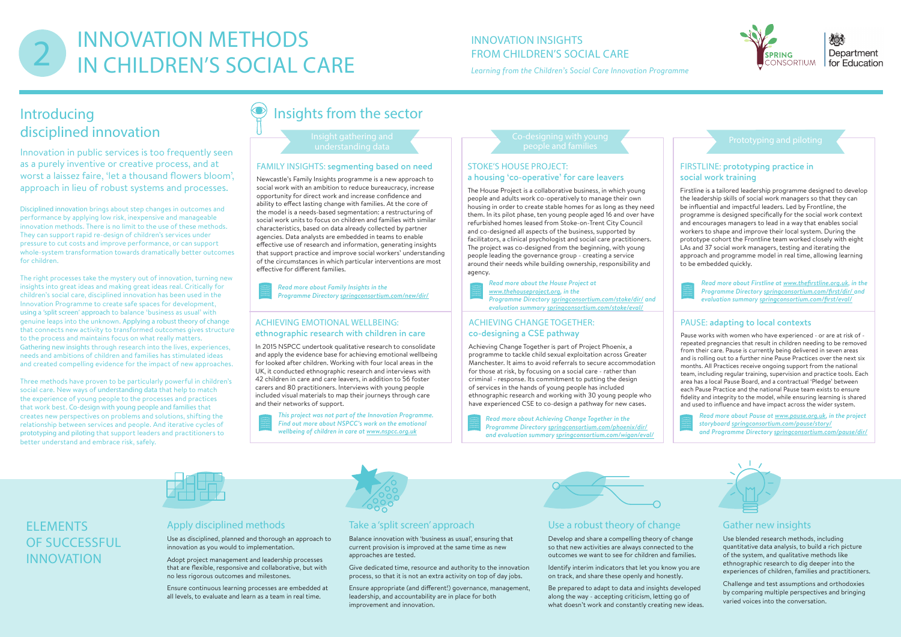# 2 INNOVATION METHODS IN CHILDREN'S SOCIAL CARE

INNOVATION INSIGHTS FROM CHILDREN'S SOCIAL CARE

*Learning from the Children's Social Care Innovation Programme*

SPRING CONSORTIUM | Department for Education

## Introducing disciplined innovation

Innovation in public services is too frequently seen as a purely inventive or creative process, and at worst a laissez faire, 'let a thousand flowers bloom', approach in lieu of robust systems and processes.

Disciplined innovation brings about step changes in outcomes and performance by applying low risk, inexpensive and manageable innovation methods. There is no limit to the use of these methods. They can support rapid re-design of children's services under pressure to cut costs and improve performance, or can support whole-system transformation towards dramatically better outcomes for children.

The right processes take the mystery out of innovation, turning new insights into great ideas and making great ideas real. Critically for children's social care, disciplined innovation has been used in the Innovation Programme to create safe spaces for development, using a 'split screen' approach to balance 'business as usual' with genuine leaps into the unknown. Applying a robust theory of change that connects new activity to transformed outcomes gives structure to the process and maintains focus on what really matters. Gathering new insights through research into the lives, experiences, needs and ambitions of children and families has stimulated ideas and created compelling evidence for the impact of new approaches.

Three methods have proven to be particularly powerful in children's social care. New ways of understanding data that help to match the experience of young people to the processes and practices that work best. Co-design with young people and families that creates new perspectives on problems and solutions, shifting the relationship between services and people. And iterative cycles of prototyping and piloting that support leaders and practitioners to better understand and embrace risk, safely.

## Insights from the sector

### Insight gathering and understanding data

#### FAMILY INSIGHTS: segmenting based on need

Newcastle's Family Insights programme is a new approach to social work with an ambition to reduce bureaucracy, increase opportunity for direct work and increase confidence and ability to effect lasting change with families. At the core of the model is a needs-based segmentation: a restructuring of social work units to focus on children and families with similar characteristics, based on data already collected by partner agencies. Data analysts are embedded in teams to enable effective use of research and information, generating insights that support practice and improve social workers' understanding of the circumstances in which particular interventions are most effective for different families.

*Read more about Family Insights in the Programme Directory springconsortium.com/new/dir/*

#### ACHIEVING EMOTIONAL WELLBEING: ethnographic research with children in care

In 2015 NSPCC undertook qualitative research to consolidate and apply the evidence base for achieving emotional wellbeing for looked after children. Working with four local areas in the UK, it conducted ethnographic research and interviews with 42 children in care and care leavers, in addition to 56 foster carers and 80 practitioners. Interviews with young people included visual materials to map their journeys through care and their networks of support.

*This project was not part of the Innovation Programme. Find out more about NSPCC's work on the emotional wellbeing of children in care at www.nspcc.org.uk*

### Co-designing with young people and families

#### STOKE'S HOUSE PROJECT: a housing 'co-operative' for care leavers

The House Project is a collaborative business, in which young people and adults work co-operatively to manage their own housing in order to create stable homes for as long as they need them. In its pilot phase, ten young people aged 16 and over have refurbished homes leased from Stoke-on-Trent City Council and co-designed all aspects of the business, supported by facilitators, a clinical psychologist and social care practitioners. The project was co-designed from the beginning, with young people leading the governance group - creating a service around their needs while building ownership, responsibility and agency.

*Read more about the House Project at www.thehouseproject.org, in the Programme Directory springconsortium.com/stoke/dir/ and evaluation summary springconsortium.com/stoke/eval/*

#### ACHIEVING CHANGE TOGETHER: co-designing a CSE pathway

Achieving Change Together is part of Project Phoenix, a programme to tackle child sexual exploitation across Greater Manchester. It aims to avoid referrals to secure accommodation for those at risk, by focusing on a social care - rather than criminal - response. Its commitment to putting the design of services in the hands of young people has included ethnographic research and working with 30 young people who have experienced CSE to co-design a pathway for new cases.

*Read more about Achieving Change Together in the Programme Directory springconsortium.com/phoenix/dir/ and evaluation summary springconsortium.com/wigan/eval/*

### Prototyping and piloting

#### FIRSTLINE: prototyping practice in social work training

Firstline is a tailored leadership programme designed to develop the leadership skills of social work managers so that they can be influential and impactful leaders. Led by Frontline, the programme is designed specifically for the social work context and encourages managers to lead in a way that enables social workers to shape and improve their local system. During the prototype cohort the Frontline team worked closely with eight LAs and 37 social work managers, testing and iterating the approach and programme model in real time, allowing learning to be embedded quickly.

*Read more about Firstline at www.thefirstline.org.uk, in the Programme Directory springconsortium.com/first/dir/ and evaluation summary springconsortium.com/first/eval/*

#### PAUSE: adapting to local contexts

Pause works with women who have experienced - or are at risk of - repeated pregnancies that result in children needing to be removed from their care. Pause is currently being delivered in seven areas and is rolling out to a further nine Pause Practices over the next six months. All Practices receive ongoing support from the national team, including regular training, supervision and practice tools. Each area has a local Pause Board, and a contractual 'Pledge' between each Pause Practice and the national Pause team exists to ensure fidelity and integrity to the model, while ensuring learning is shared and used to influence and have impact across the wider system.

*Read more about Pause at www.pause.org.uk, in the project storyboard springconsortium.com/pause/story/ and Programme Directory springconsortium.com/pause/dir/*

## ELEMENTS OF SUCCESSFUL INNOVATION

### Apply disciplined methods

Use as disciplined, planned and thorough an approach to innovation as you would to implementation.

Adopt project management and leadership processes that are flexible, responsive and collaborative, but with no less rigorous outcomes and milestones.

Ensure continuous learning processes are embedded at all levels, to evaluate and learn as a team in real time.

### Take a 'split screen' approach

Balance innovation with 'business as usual', ensuring that current provision is improved at the same time as new approaches are tested.

Give dedicated time, resource and authority to the innovation process, so that it is not an extra activity on top of day jobs.

Ensure appropriate (and different!) governance, management, leadership, and accountability are in place for both improvement and innovation.

### Use a robust theory of change

Develop and share a compelling theory of change so that new activities are always connected to the outcomes we want to see for children and families.

Identify interim indicators that let you know you are on track, and share these openly and honestly.

Be prepared to adapt to data and insights developed along the way - accepting criticism, letting go of what doesn't work and constantly creating new ideas.

### Gather new insights

Use blended research methods, including quantitative data analysis, to build a rich picture of the system, and qualitative methods like ethnographic research to dig deeper into the experiences of children, families and practitioners.

Challenge and test assumptions and orthodoxies by comparing multiple perspectives and bringing varied voices into the conversation.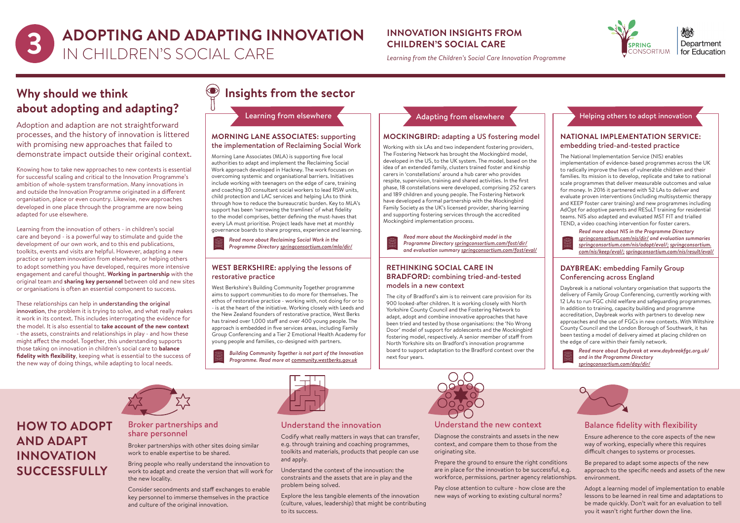# 3 ADOPTING AND ADAPTING INNOVATION IN CHILDREN'S SOCIAL CARE

**INNOVATION INSIGHTS FROM CHILDREN'S SOCIAL CARE**

*Learning from the Children's Social Care Innovation Programme*

## Why should we think about adopting and adapting?

Adoption and adaption are not straightforward processes, and the history of innovation is littered with promising new approaches that failed to demonstrate impact outside their original context.

Knowing how to take new approaches to new contexts is essential for successful scaling and critical to the Innovation Programme's ambition of whole-system transformation. Many innovations in and outside the Innovation Programme originated in a different organisation, place or even country. Likewise, new approaches developed in one place through the programme are now being adapted for use elsewhere.

Learning from the innovation of others - in children's social care and beyond - is a powerful way to stimulate and guide the development of our own work, and to this end publications, toolkits, events and visits are helpful. However, adapting a new practice or system innovation from elsewhere, or helping others to adopt something you have developed, requires more intensive engagement and careful thought. **Working in partnership** with the original team and **sharing key personnel** between old and new sites or organisations is often an essential component to success.

These relationships can help in **understanding the original innovation**, the problem it is trying to solve, and what really makes it work in its context. This includes interrogating the evidence for the model. It is also essential to **take account of the new context** - the assets, constraints and relationships in play - and how these might affect the model. Together, this understanding supports those taking on innovation in children's social care to **balance fidelity with flexibility**, keeping what is essential to the success of the new way of doing things, while adapting to local needs.

## Insights from the sector

### Learning from elsewhere

#### MORNING LANE ASSOCIATES: supporting the implementation of Reclaiming Social Work

Morning Lane Associates (MLA) is supporting five local authorities to adapt and implement the Reclaiming Social Work approach developed in Hackney. The work focuses on overcoming systemic and organisational barriers. Initiatives include working with teenagers on the edge of care, training and coaching 30 consultant social workers to lead RSW units, child protection and LAC services and helping LAs to think through how to reduce the bureaucratic burden. Key to MLA's support has been 'narrowing the tramlines' of what fidelity to the model comprises, better defining the must-haves that every LA must prioritise. Project leads have met at monthly governance boards to share progress, experience and learning.

*Read more about Reclaiming Social Work in the Programme Directory springconsortium.com/mla/dir/*

#### WEST BERKSHIRE: applying the lessons of restorative practice

West Berkshire's Building Community Together programme aims to support communities to do more for themselves. The ethos of restorative practice - working with, not doing for or to - is at the heart of the initiative. Working closely with Leeds and the New Zealand founders of restorative practice, West Berks has trained over 1,000 staff and over 400 young people. The approach is embedded in five services areas, including Family Group Conferencing and a Tier 2 Emotional Health Academy for young people and families, co-designed with partners.

*Building Community Together is not part of the Innovation Programme. Read more at community.westberks.gov.uk*

### Adapting from elsewhere

#### MOCKINGBIRD: adapting a US fostering model

Working with six LAs and two independent fostering providers, The Fostering Network has brought the Mockingbird model, developed in the US, to the UK system. The model, based on the idea of an extended family, clusters trained foster and kinship carers in 'constellations' around a hub carer who provides respite, supervision, training and shared activities. In the first phase, 18 constellations were developed, comprising 252 carers and 189 children and young people. The Fostering Network have developed a formal partnership with the Mockingbird Family Society as the UK's licensed provider, sharing learning and supporting fostering services through the accredited Mockingbird implementation process.

*Read more about the Mockingbird model in the Programme Directory springconsortium.com/fost/dir/ and evaluation summary springconsortium.com/fost/eval/*

#### RETHINKING SOCIAL CARE IN BRADFORD: combining tried-and-tested models in a new context

The city of Bradford's aim is to reinvent care provision for its 900 looked-after children. It is working closely with North Yorkshire County Council and the Fostering Network to adapt, adopt and combine innovative approaches that have been tried and tested by those organisations: the 'No Wrong Door' model of support for adolescents and the Mockingbird fostering model, respectively. A senior member of staff from North Yorkshire sits on Bradford's innovation programme board to support adaptation to the Bradford context over the next four years.

### Helping others to adopt innovation

#### NATIONAL IMPLEMENTATION SERVICE: embedding tried-and-tested practice

The National Implementation Service (NIS) enables implementation of evidence-based programmes across the UK to radically improve the lives of vulnerable children and their families. Its mission is to develop, replicate and take to national scale programmes that deliver measurable outcomes and value for money. In 2016 it partnered with 52 LAs to deliver and evaluate proven interventions (including multisystemic therapy and KEEP foster carer training) and new programmes including AdOpt for adoptive parents and RESuLT training for residential teams. NIS also adapted and evaluated MST FIT and trialled TEND, a video coaching intervention for foster carers.

*Read more about NIS in the Programme Directory springconsortium.com/nis/dir/ and evaluation summaries springconsortium.com/nis/adopt/eval/; springconsortium.com/nis/keep/eval/; springconsortium.com/nis/result/eval/*

#### DAYBREAK: embedding Family Group Conferencing across England

Daybreak is a national voluntary organisation that supports the delivery of Family Group Conferencing, currently working with 12 LAs to run FGC child welfare and safeguarding programmes. In addition to training, capacity building and programme accreditation, Daybreak works with partners to develop new approaches and the use of FGCs in new contexts. With Wiltshire County Council and the London Borough of Southwark, it has been testing a model of delivery aimed at placing children on the edge of care within their family network.

*Read more about Daybreak at www.daybreakfgc.org.uk/ and in the Programme Directory springconsortium.com/day/dir/*

## HOW TO ADOPT AND ADAPT INNOVATION SUCCESSFULLY

### Broker partnerships and share personnel

Broker partnerships with other sites doing similar work to enable expertise to be shared.

Bring people who really understand the innovation to work to adapt and create the version that will work for the new locality.

Consider secondments and staff exchanges to enable key personnel to immerse themselves in the practice and culture of the original innovation.

### Understand the innovation

Codify what really matters in ways that can transfer, e.g. through training and coaching programmes, toolkits and materials, products that people can use and apply.

Understand the context of the innovation: the constraints and the assets that are in play and the problem being solved.

Explore the less tangible elements of the innovation (culture, values, leadership) that might be contributing to its success.

### Understand the new context

Diagnose the constraints and assets in the new context, and compare them to those from the originating site.

Prepare the ground to ensure the right conditions are in place for the innovation to be successful, e.g. workforce, permissions, partner agency relationships.

Pay close attention to culture - how close are the new ways of working to existing cultural norms?

### Balance fidelity with flexibility

Ensure adherence to the core aspects of the new way of working, especially where this requires difficult changes to systems or processes.

Be prepared to adapt some aspects of the new approach to the specific needs and assets of the new environment.

Adopt a learning model of implementation to enable lessons to be learned in real time and adaptations to be made quickly. Don't wait for an evaluation to tell you it wasn't right further down the line.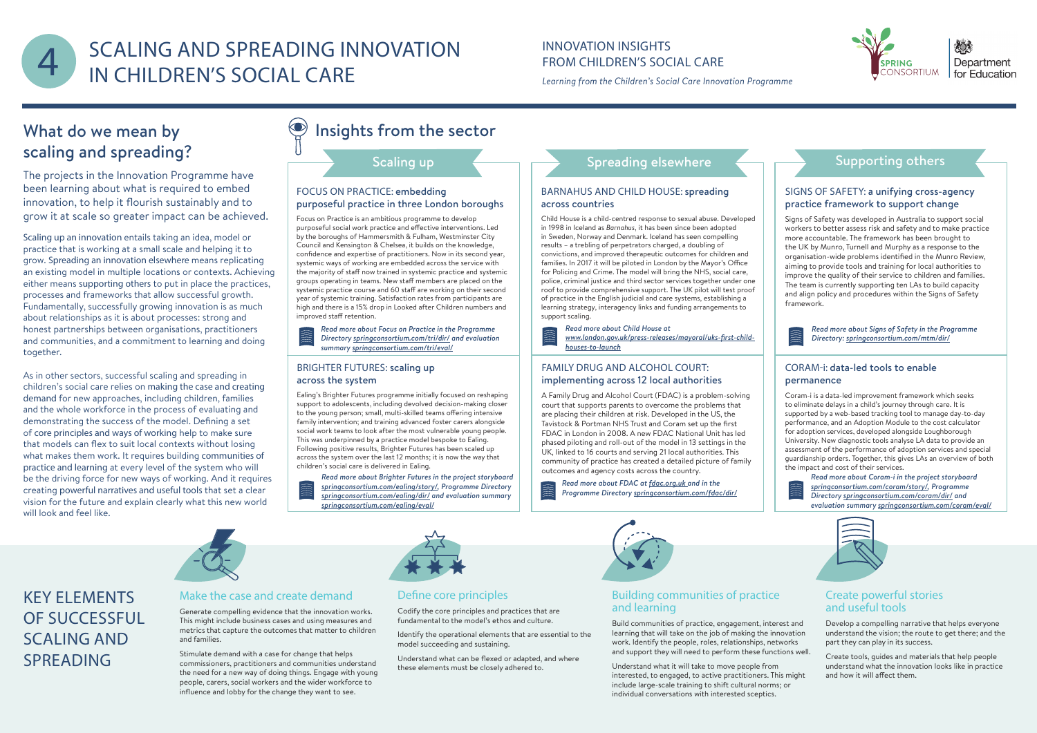# 4 SCALING AND SPREADING INNOVATION IN CHILDREN'S SOCIAL CARE

INNOVATION INSIGHTS FROM CHILDREN'S SOCIAL CARE

*Learning from the Children's Social Care Innovation Programme*

## What do we mean by scaling and spreading?

The projects in the Innovation Programme have been learning about what is required to embed innovation, to help it flourish sustainably and to grow it at scale so greater impact can be achieved.

Scaling up an innovation entails taking an idea, model or practice that is working at a small scale and helping it to grow. Spreading an innovation elsewhere means replicating an existing model in multiple locations or contexts. Achieving either means supporting others to put in place the practices, processes and frameworks that allow successful growth. Fundamentally, successfully growing innovation is as much about relationships as it is about processes: strong and honest partnerships between organisations, practitioners and communities, and a commitment to learning and doing together.

As in other sectors, successful scaling and spreading in children's social care relies on making the case and creating demand for new approaches, including children, families and the whole workforce in the process of evaluating and demonstrating the success of the model. Defining a set of core principles and ways of working help to make sure that models can flex to suit local contexts without losing what makes them work. It requires building communities of practice and learning at every level of the system who will be the driving force for new ways of working. And it requires creating powerful narratives and useful tools that set a clear vision for the future and explain clearly what this new world will look and feel like.

## Insights from the sector

### Scaling up

#### FOCUS ON PRACTICE: embedding purposeful practice in three London boroughs

Focus on Practice is an ambitious programme to develop purposeful social work practice and effective interventions. Led by the boroughs of Hammersmith & Fulham, Westminster City Council and Kensington & Chelsea, it builds on the knowledge, confidence and expertise of practitioners. Now in its second year, systemic ways of working are embedded across the service with the majority of staff now trained in systemic practice and systemic groups operating in teams. New staff members are placed on the systemic practice course and 60 staff are working on their second year of systemic training. Satisfaction rates from participants are high and there is a 15% drop in Looked after Children numbers and improved staff retention.

*Read more about Focus on Practice in the Programme Directory springconsortium.com/tri/dir/ and evaluation summary springconsortium.com/tri/eval/*

#### BRIGHTER FUTURES: scaling up across the system

Ealing's Brighter Futures programme initially focused on reshaping support to adolescents, including devolved decision-making closer to the young person; small, multi-skilled teams offering intensive family intervention; and training advanced foster carers alongside social work teams to look after the most vulnerable young people. This was underpinned by a practice model bespoke to Ealing. Following positive results, Brighter Futures has been scaled up across the system over the last 12 months; it is now the way that children's social care is delivered in Ealing.

*Read more about Brighter Futures in the project storyboard springconsortium.com/ealing/story/, Programme Directory springconsortium.com/ealing/dir/ and evaluation summary springconsortium.com/ealing/eval/*

### Spreading elsewhere

#### BARNAHUS AND CHILD HOUSE: spreading across countries

Child House is a child-centred response to sexual abuse. Developed in 1998 in Iceland as *Barnahus*, it has been since been adopted in Sweden, Norway and Denmark. Iceland has seen compelling results – a trebling of perpetrators charged, a doubling of convictions, and improved therapeutic outcomes for children and families. In 2017 it will be piloted in London by the Mayor's Office for Policing and Crime. The model will bring the NHS, social care, police, criminal justice and third sector services together under one roof to provide comprehensive support. The UK pilot will test proof of practice in the English judicial and care systems, establishing a learning strategy, interagency links and funding arrangements to support scaling.

*Read more about Child House at www.london.gov.uk/press-releases/mayoral/uks-first-child-houses-to-launch*

#### FAMILY DRUG AND ALCOHOL COURT: implementing across 12 local authorities

A Family Drug and Alcohol Court (FDAC) is a problem-solving court that supports parents to overcome the problems that are placing their children at risk. Developed in the US, the Tavistock & Portman NHS Trust and Coram set up the first FDAC in London in 2008. A new FDAC National Unit has led phased piloting and roll-out of the model in 13 settings in the UK, linked to 16 courts and serving 21 local authorities. This community of practice has created a detailed picture of family outcomes and agency costs across the country.

*Read more about FDAC at fdac.org.uk and in the Programme Directory springconsortium.com/fdac/dir/*

### Supporting others

#### SIGNS OF SAFETY: a unifying cross-agency practice framework to support change

Signs of Safety was developed in Australia to support social workers to better assess risk and safety and to make practice more accountable. The framework has been brought to the UK by Munro, Turnell and Murphy as a response to the organisation-wide problems identified in the Munro Review, aiming to provide tools and training for local authorities to improve the quality of their service to children and families. The team is currently supporting ten LAs to build capacity and align policy and procedures within the Signs of Safety framework.

*Read more about Signs of Safety in the Programme Directory: springconsortium.com/mtm/dir/*

#### CORAM-i: data-led tools to enable permanence

Coram-i is a data-led improvement framework which seeks to eliminate delays in a child's journey through care. It is supported by a web-based tracking tool to manage day-to-day performance, and an Adoption Module to the cost calculator for adoption services, developed alongside Loughborough University. New diagnostic tools analyse LA data to provide an assessment of the performance of adoption services and special guardianship orders. Together, this gives LAs an overview of both the impact and cost of their services.

*Read more about Coram-i in the project storyboard springconsortium.com/coram/story/, Programme Directory springconsortium.com/coram/dir/ and evaluation summary springconsortium.com/coram/eval/*

## KEY ELEMENTS OF SUCCESSFUL SCALING AND SPREADING

### Make the case and create demand

Generate compelling evidence that the innovation works. This might include business cases and using measures and metrics that capture the outcomes that matter to children and families.

Stimulate demand with a case for change that helps commissioners, practitioners and communities understand the need for a new way of doing things. Engage with young people, carers, social workers and the wider workforce to influence and lobby for the change they want to see.

### Define core principles

Codify the core principles and practices that are fundamental to the model's ethos and culture.

Identify the operational elements that are essential to the model succeeding and sustaining.

Understand what can be flexed or adapted, and where these elements must be closely adhered to.

### Building communities of practice and learning

Build communities of practice, engagement, interest and learning that will take on the job of making the innovation work. Identify the people, roles, relationships, networks and support they will need to perform these functions well.

Understand what it will take to move people from interested, to engaged, to active practitioners. This might include large-scale training to shift cultural norms; or individual conversations with interested sceptics.

### Create powerful stories and useful tools

Develop a compelling narrative that helps everyone understand the vision; the route to get there; and the part they can play in its success.

Create tools, guides and materials that help people understand what the innovation looks like in practice and how it will affect them.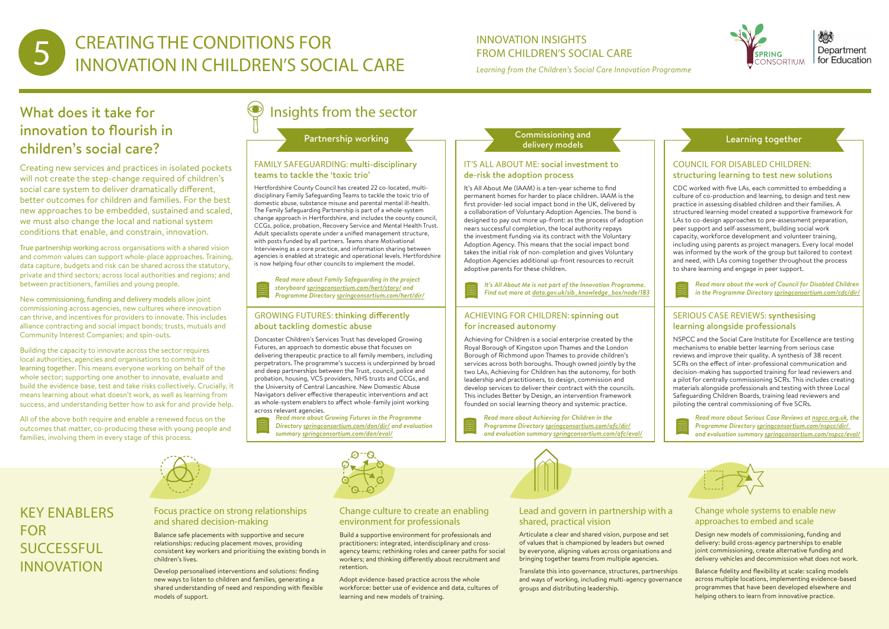# 5 CREATING THE CONDITIONS FOR INNOVATION IN CHILDREN'S SOCIAL CARE

INNOVATION INSIGHTS FROM CHILDREN'S SOCIAL CARE

*Learning from the Children's Social Care Innovation Programme*

## What does it take for innovation to flourish in children's social care?

Creating new services and practices in isolated pockets will not create the step-change required of children's social care system to deliver dramatically different, better outcomes for children and families. For the best new approaches to be embedded, sustained and scaled, we must also change the local and national system conditions that enable, and constrain, innovation.

True partnership working across organisations with a shared vision and common values can support whole-place approaches. Training, data capture, budgets and risk can be shared across the statutory, private and third sectors; across local authorities and regions; and between practitioners, families and young people.

New commissioning, funding and delivery models allow joint commissioning across agencies, new cultures where innovation can thrive, and incentives for providers to innovate. This includes alliance contracting and social impact bonds; trusts, mutuals and Community Interest Companies; and spin-outs.

Building the capacity to innovate across the sector requires local authorities, agencies and organisations to commit to learning together. This means everyone working on behalf of the whole sector; supporting one another to innovate, evaluate and build the evidence base, test and take risks collectively. Crucially, it means learning about what doesn't work, as well as learning from success, and understanding better how to ask for and provide help.

All of the above both require and enable a renewed focus on the outcomes that matter, co-producing these with young people and families, involving them in every stage of this process.

## Insights from the sector

### Partnership working

#### FAMILY SAFEGUARDING: multi-disciplinary teams to tackle the 'toxic trio'

Hertfordshire County Council has created 22 co-located, multi-disciplinary Family Safeguarding Teams to tackle the toxic trio of domestic abuse, substance misuse and parental mental ill-health. The Family Safeguarding Partnership is part of a whole-system change approach in Hertfordshire, and includes the county council, CCGs, police, probation, Recovery Service and Mental Health Trust. Adult specialists operate under a unified management structure, with posts funded by all partners. Teams share Motivational Interviewing as a core practice, and information sharing between agencies is enabled at strategic and operational levels. Hertfordshire is now helping four other councils to implement the model.

*Read more about Family Safeguarding in the project storyboard springconsortium.com/hert/story/ and Programme Directory springconsortium.com/hert/dir/*

#### GROWING FUTURES: thinking differently about tackling domestic abuse

Doncaster Children's Services Trust has developed Growing Futures, an approach to domestic abuse that focuses on delivering therapeutic practice to all family members, including perpetrators. The programme's success is underpinned by broad and deep partnerships between the Trust, council, police and probation, housing, VCS providers, NHS trusts and CCGs, and the University of Central Lancashire. New Domestic Abuse Navigators deliver effective therapeutic interventions and act as whole-system enablers to affect whole-family joint working across relevant agencies.

*Read more about Growing Futures in the Programme Directory springconsortium.com/don/dir/ and evaluation summary springconsortium.com/don/eval/*

### Commissioning and delivery models

#### IT'S ALL ABOUT ME: social investment to de-risk the adoption process

It's All About Me (IAAM) is a ten-year scheme to find permanent homes for harder to place children. IAAM is the first provider-led social impact bond in the UK, delivered by a collaboration of Voluntary Adoption Agencies. The bond is designed to pay out more up-front: as the process of adoption nears successful completion, the local authority repays the investment funding via its contract with the Voluntary Adoption Agency. This means that the social impact bond takes the initial risk of non-completion and gives Voluntary Adoption Agencies additional up-front resources to recruit adoptive parents for these children.

*It's All About Me is not part of the Innovation Programme. Find out more at data.gov.uk/sib_knowledge_box/node/183*

#### ACHIEVING FOR CHILDREN: spinning out for increased autonomy

Achieving for Children is a social enterprise created by the Royal Borough of Kingston upon Thames and the London Borough of Richmond upon Thames to provide children's services across both boroughs. Though owned jointly by the two LAs, Achieving for Children has the autonomy, for both leadership and practitioners, to design, commission and develop services to deliver their contract with the councils. This includes Better by Design, an intervention framework founded on social learning theory and systemic practice.

*Read more about Achieving for Children in the Programme Directory springconsortium.com/afc/dir/ and evaluation summary springconsortium.com/afc/eval/*

### Learning together

#### COUNCIL FOR DISABLED CHILDREN: structuring learning to test new solutions

CDC worked with five LAs, each committed to embedding a culture of co-production and learning, to design and test new practice in assessing disabled children and their families. A structured learning model created a supportive framework for LAs to co-design approaches to pre-assessment preparation, peer support and self-assessment, building social work capacity, workforce development and volunteer training, including using parents as project managers. Every local model was informed by the work of the group but tailored to context and need, with LAs coming together throughout the process to share learning and engage in peer support.

*Read more about the work of Council for Disabled Children in the Programme Directory springconsortium.com/cdc/dir/*

#### SERIOUS CASE REVIEWS: synthesising learning alongside professionals

NSPCC and the Social Care Institute for Excellence are testing mechanisms to enable better learning from serious case reviews and improve their quality. A synthesis of 38 recent SCRs on the effect of inter-professional communication and decision-making has supported training for lead reviewers and a pilot for centrally commissioning SCRs. This includes creating materials alongside professionals and testing with three Local Safeguarding Children Boards, training lead reviewers and piloting the central commissioning of five SCRs.

*Read more about Serious Case Reviews at nspcc.org.uk, the Programme Directory springconsortium.com/nspcc/dir/ and evaluation summary springconsortium.com/nspcc/eval/*

## KEY ENABLERS FOR SUCCESSFUL INNOVATION

### Focus practice on strong relationships and shared decision-making

Balance safe placements with supportive and secure relationships: reducing placement moves, providing consistent key workers and prioritising the existing bonds in children's lives.

Develop personalised interventions and solutions: finding new ways to listen to children and families, generating a shared understanding of need and responding with flexible models of support.

### Change culture to create an enabling environment for professionals

Build a supportive environment for professionals and practitioners: integrated, interdisciplinary and cross-agency teams; rethinking roles and career paths for social workers; and thinking differently about recruitment and retention.

Adopt evidence-based practice across the whole workforce: better use of evidence and data, cultures of learning and new models of training.

### Lead and govern in partnership with a shared, practical vision

Articulate a clear and shared vision, purpose and set of values that is championed by leaders but owned by everyone, aligning values across organisations and bringing together teams from multiple agencies.

Translate this into governance, structures, partnerships and ways of working, including multi-agency governance groups and distributing leadership.

### Change whole systems to enable new approaches to embed and scale

Design new models of commissioning, funding and delivery: build cross-agency partnerships to enable joint commissioning, create alternative funding and delivery vehicles and decommission what does not work.

Balance fidelity and flexibility at scale: scaling models across multiple locations, implementing evidence-based programmes that have been developed elsewhere and helping others to learn from innovative practice.